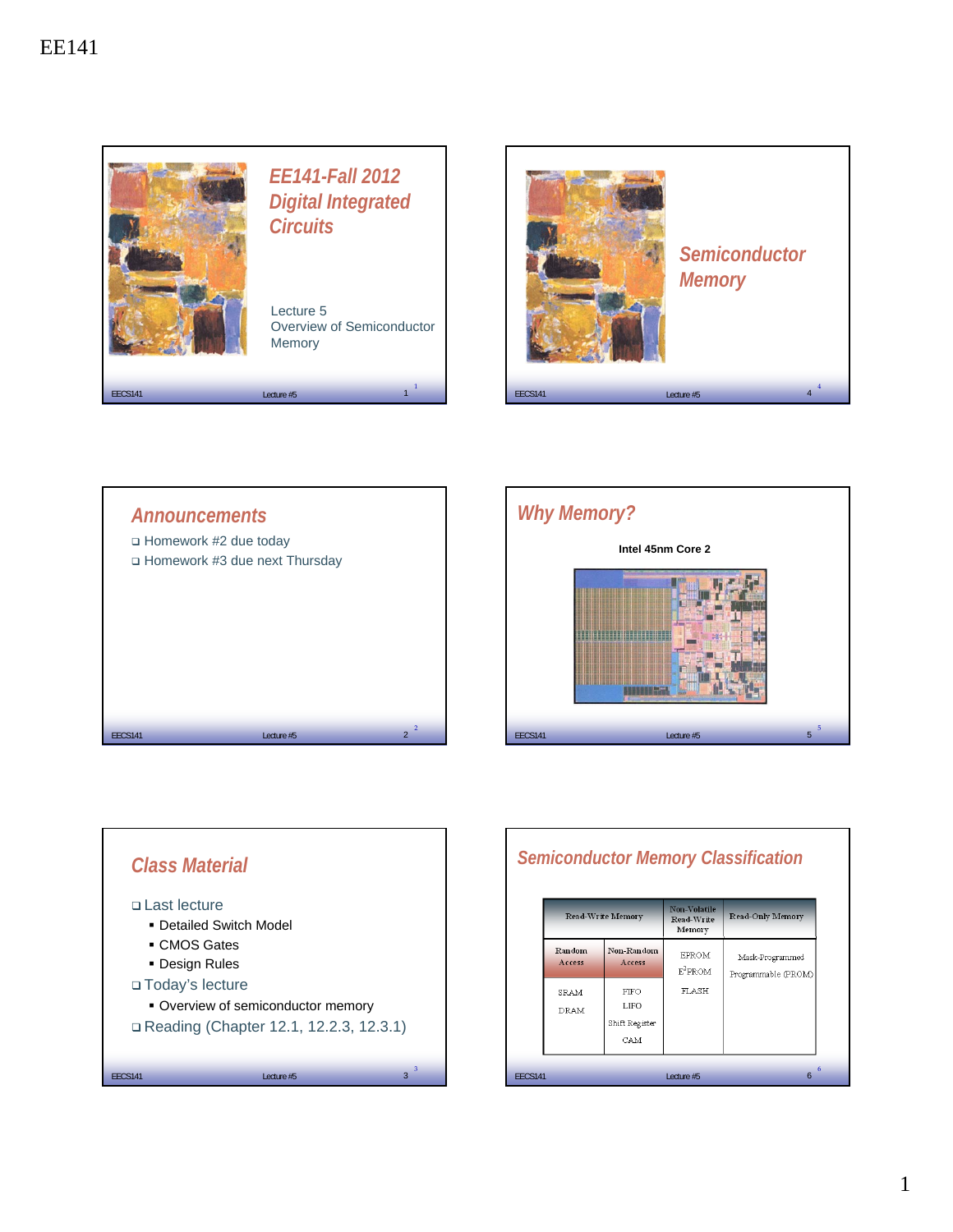EE141

## EE141-Fall 2012 Digital Integrated Circuits

Lecture 5
Overview of Semiconductor Memory

## Semiconductor Memory

## Announcements

- Homework #2 due today
- Homework #3 due next Thursday

## Why Memory?

Intel 45nm Core 2

## Class Material

- Last lecture
  - Detailed Switch Model
  - CMOS Gates
  - Design Rules
- Today's lecture
  - Overview of semiconductor memory
- Reading (Chapter 12.1, 12.2.3, 12.3.1)

## Semiconductor Memory Classification

| Read-Write Memory | | Non-Volatile Read-Write Memory | Read-Only Memory |
|---|---|---|---|
| Random Access | Non-Random Access | EPROM<br>$E^2$PROM<br>FLASH | Mask-Programmed<br>Programmable (PROM) |
| SRAM<br>DRAM | FIFO<br>LIFO<br>Shift Register<br>CAM | | |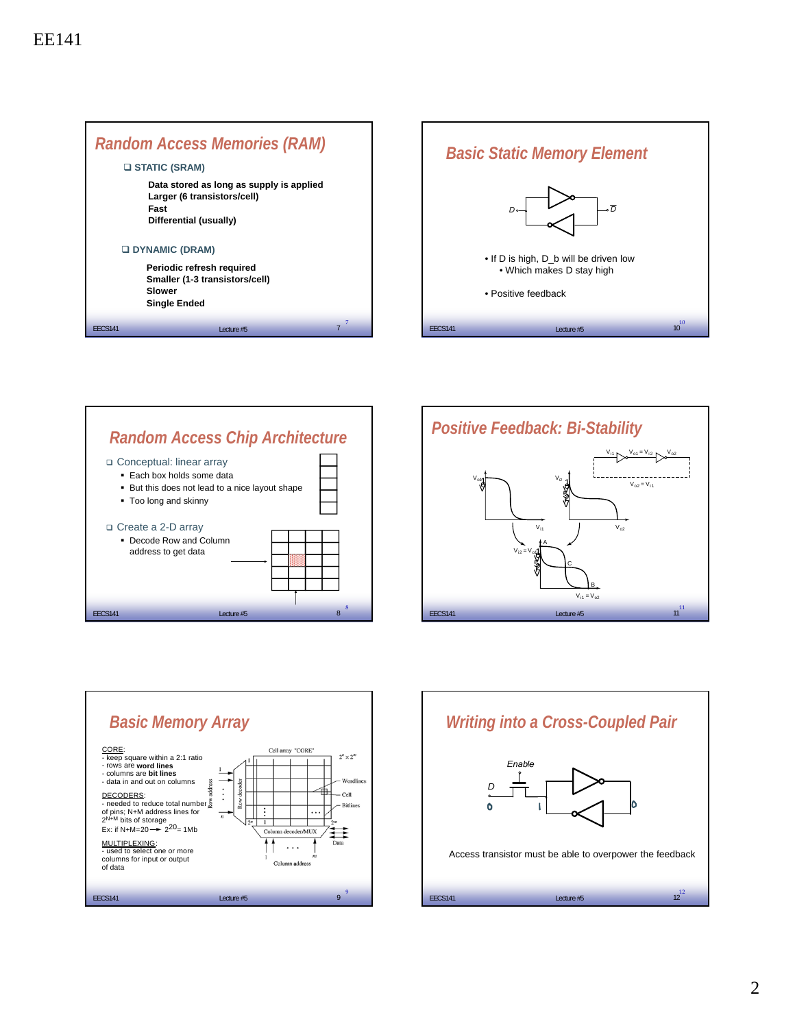## Random Access Memories (RAM)

- STATIC (SRAM)
  - Data stored as long as supply is applied
  - Larger (6 transistors/cell)
  - Fast
  - Differential (usually)
- DYNAMIC (DRAM)
  - Periodic refresh required
  - Smaller (1-3 transistors/cell)
  - Slower
  - Single Ended

## Random Access Chip Architecture

- Conceptual: linear array
  - Each box holds some data
  - But this does not lead to a nice layout shape
  - Too long and skinny
- Create a 2-D array
  - Decode Row and Column address to get data

## Basic Memory Array

CORE:
- keep square within a 2:1 ratio
- rows are **word lines**
- columns are **bit lines**
- data in and out on columns

DECODERS:
- needed to reduce total number of pins; N+M address lines for $2^{N+M}$ bits of storage

Ex: if N+M=20 → $2^{20}$= 1Mb

MULTIPLEXING:
- used to select one or more columns for input or output of data

Cell array "CORE" $2^n \times 2^m$

Wordlines, Cell, Bitlines, Row address, Row decoder, Column decoder/MUX, Data, Column address

## Basic Static Memory Element

$D$, $\overline{D}$

- If D is high, D_b will be driven low
  - Which makes D stay high
- Positive feedback

## Positive Feedback: Bi-Stability

$V_{i1}$, $V_{o1} = V_{i2}$, $V_{o2}$, $V_{o2} = V_{i1}$

$V_{i2} = V_{o1}$, $V_{i1} = V_{o2}$, A, B, C

## Writing into a Cross-Coupled Pair

Enable

D

Access transistor must be able to overpower the feedback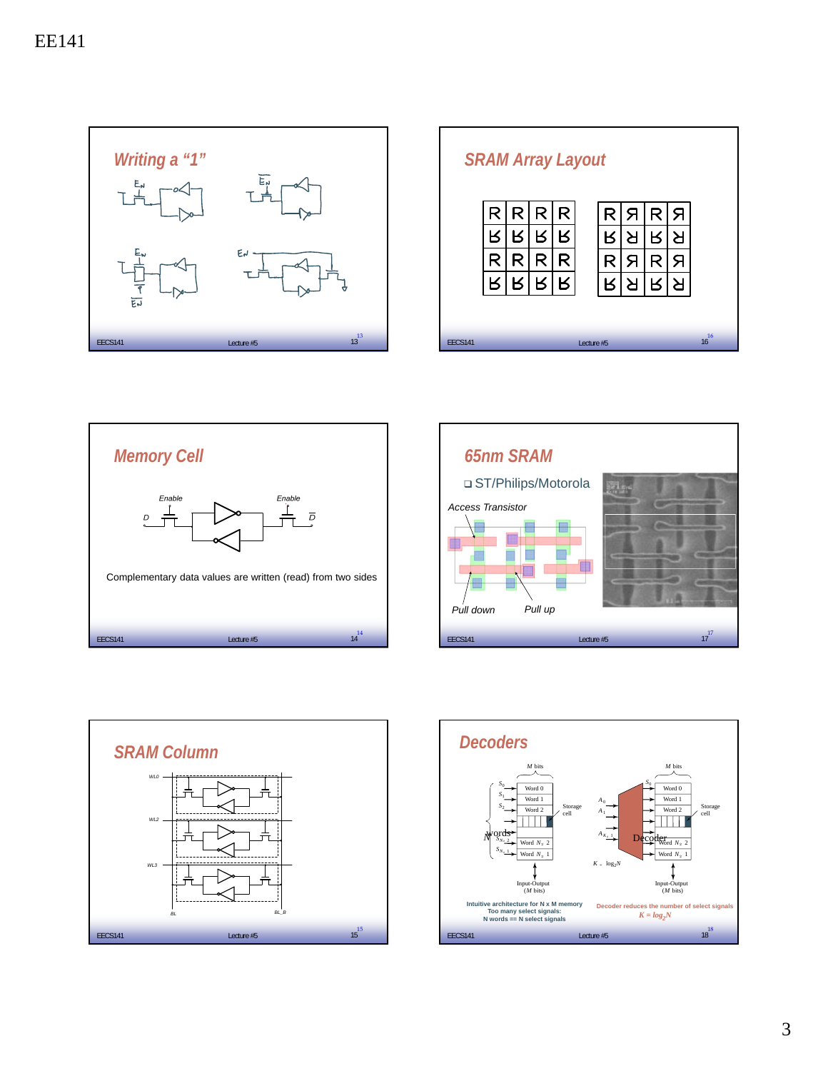## Writing a "1"

## SRAM Array Layout

| R | R | R | R |
|---|---|---|---|
| R | R | R | R |
| R | R | R | R |
| R | R | R | R |

| R | Я | R | Я |
|---|---|---|---|
| R | Я | R | Я |
| R | Я | R | Я |
| R | Я | R | Я |

## Memory Cell

Enable Enable

D $\bar{D}$

Complementary data values are written (read) from two sides

## 65nm SRAM

- ST/Philips/Motorola

Access Transistor

Pull down

Pull up

## SRAM Column

WL0

WL2

WL3

BL BL_B

## Decoders

M bits

$S_0$ $S_1$ $S_2$ $S_{N-2}$ $S_{N-1}$

Word 0, Word 1, Word 2, Word $N_2$ 2, Word $N_2$ 1

Storage cell

N words

Input-Output (M bits)

Intuitive architecture for N x M memory
Too many select signals:
N words == N select signals

M bits

$A_0$ $A_1$ $A_{K-1}$

Decoder

Word 0, Word 1, Word 2, Word $N_2$ 2, Word $N_2$ 1

Storage cell

$K = \log_2 N$

Input-Output (M bits)

Decoder reduces the number of select signals

$K = \log_2 N$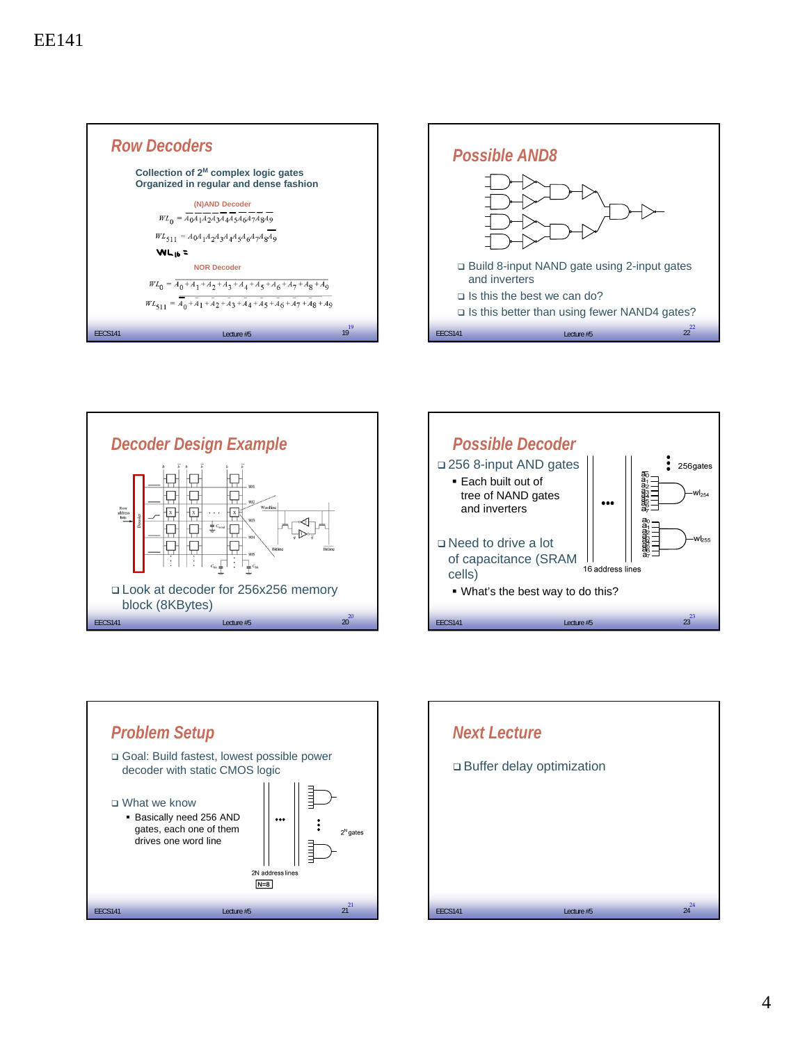EE141

## Row Decoders

**Collection of $2^M$ complex logic gates**
**Organized in regular and dense fashion**

(N)AND Decoder

$$WL_0 = \overline{A_0}\,\overline{A_1}\,\overline{A_2}\,\overline{A_3}\,\overline{A_4}\,\overline{A_5}\,\overline{A_6}\,\overline{A_7}\,\overline{A_8}\,\overline{A_9}$$

$$WL_{511} = \overline{A_0}A_1A_2A_3A_4A_5A_6A_7A_8A_9$$

$WL_{16}$ =

NOR Decoder

$$WL_0 = \overline{A_0 + A_1 + A_2 + A_3 + A_4 + A_5 + A_6 + A_7 + A_8 + A_9}$$

$$WL_{511} = \overline{\overline{A_0} + \overline{A_1} + \overline{A_2} + \overline{A_3} + \overline{A_4} + \overline{A_5} + \overline{A_6} + \overline{A_7} + \overline{A_8} + \overline{A_9}}$$

## Possible AND8

- Build 8-input NAND gate using 2-input gates and inverters
- Is this the best we can do?
- Is this better than using fewer NAND4 gates?

## Decoder Design Example

- Look at decoder for 256x256 memory block (8KBytes)

## Possible Decoder

- 256 8-input AND gates
  - Each built out of tree of NAND gates and inverters
- Need to drive a lot of capacitance (SRAM cells)
  - What's the best way to do this?

256gates

$wl_{254}$

$wl_{255}$

16 address lines

## Problem Setup

- Goal: Build fastest, lowest possible power decoder with static CMOS logic
- What we know
  - Basically need 256 AND gates, each one of them drives one word line

$2^N$ gates

2N address lines

N=8

## Next Lecture

- Buffer delay optimization